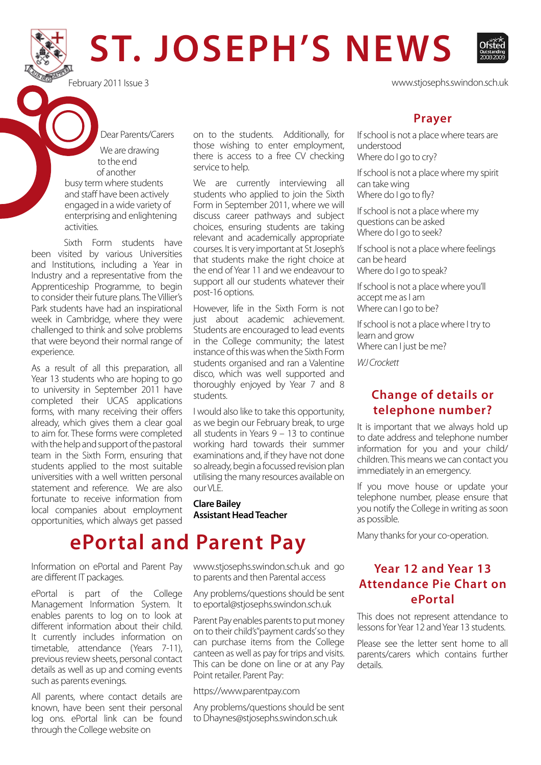# ST. JOSEPH'S NEWS

February 2011 Issue 3

www.stjosephs.swindon.sch.uk

Dear Parents/Carers

We are drawing to the end of another busy term where students and staff have been actively engaged in a wide variety of enterprising and enlightening activities.

Sixth Form students have been visited by various Universities and Institutions, including a Year in Industry and a representative from the Apprenticeship Programme, to begin to consider their future plans. The Villier's Park students have had an inspirational week in Cambridge, where they were challenged to think and solve problems that were beyond their normal range of experience.

As a result of all this preparation, all Year 13 students who are hoping to go to university in September 2011 have completed their UCAS applications forms, with many receiving their offers already, which gives them a clear goal to aim for. These forms were completed with the help and support of the pastoral team in the Sixth Form, ensuring that students applied to the most suitable universities with a well written personal statement and reference. We are also fortunate to receive information from local companies about employment opportunities, which always get passed on to the students. Additionally, for those wishing to enter employment, there is access to a free CV checking service to help.

We are currently interviewing all students who applied to join the Sixth Form in September 2011, where we will discuss career pathways and subject choices, ensuring students are taking relevant and academically appropriate courses. It is very important at St Joseph's that students make the right choice at the end of Year 11 and we endeavour to support all our students whatever their post-16 options.

However, life in the Sixth Form is not just about academic achievement. Students are encouraged to lead events in the College community; the latest instance of this was when the Sixth Form students organised and ran a Valentine disco, which was well supported and thoroughly enjoyed by Year 7 and 8 students.

I would also like to take this opportunity, as we begin our February break, to urge all students in Years 9 – 13 to continue working hard towards their summer examinations and, if they have not done so already, begin a focussed revision plan utilising the many resources available on our VLE.

**Clare Bailey**
**Assistant Head Teacher**

## ePortal and Parent Pay

Information on ePortal and Parent Pay are different IT packages.

ePortal is part of the College Management Information System. It enables parents to log on to look at different information about their child. It currently includes information on timetable, attendance (Years 7-11), previous review sheets, personal contact details as well as up and coming events such as parents evenings.

All parents, where contact details are known, have been sent their personal log ons. ePortal link can be found through the College website on www.stjosephs.swindon.sch.uk and go to parents and then Parental access

Any problems/questions should be sent to eportal@stjosephs.swindon.sch.uk

Parent Pay enables parents to put money on to their child's "payment cards" so they can purchase items from the College canteen as well as pay for trips and visits. This can be done on line or at any Pay Point retailer. Parent Pay:

https://www.parentpay.com

Any problems/questions should be sent to Dhaynes@stjosephs.swindon.sch.uk

## Prayer

If school is not a place where tears are understood
Where do I go to cry?

If school is not a place where my spirit can take wing
Where do I go to fly?

If school is not a place where my questions can be asked
Where do I go to seek?

If school is not a place where feelings can be heard
Where do I go to speak?

If school is not a place where you'll accept me as I am
Where can I go to be?

If school is not a place where I try to learn and grow
Where can I just be me?

*WJ Crockett*

## Change of details or telephone number?

It is important that we always hold up to date address and telephone number information for you and your child/children. This means we can contact you immediately in an emergency.

If you move house or update your telephone number, please ensure that you notify the College in writing as soon as possible.

Many thanks for your co-operation.

## Year 12 and Year 13 Attendance Pie Chart on ePortal

This does not represent attendance to lessons for Year 12 and Year 13 students.

Please see the letter sent home to all parents/carers which contains further details.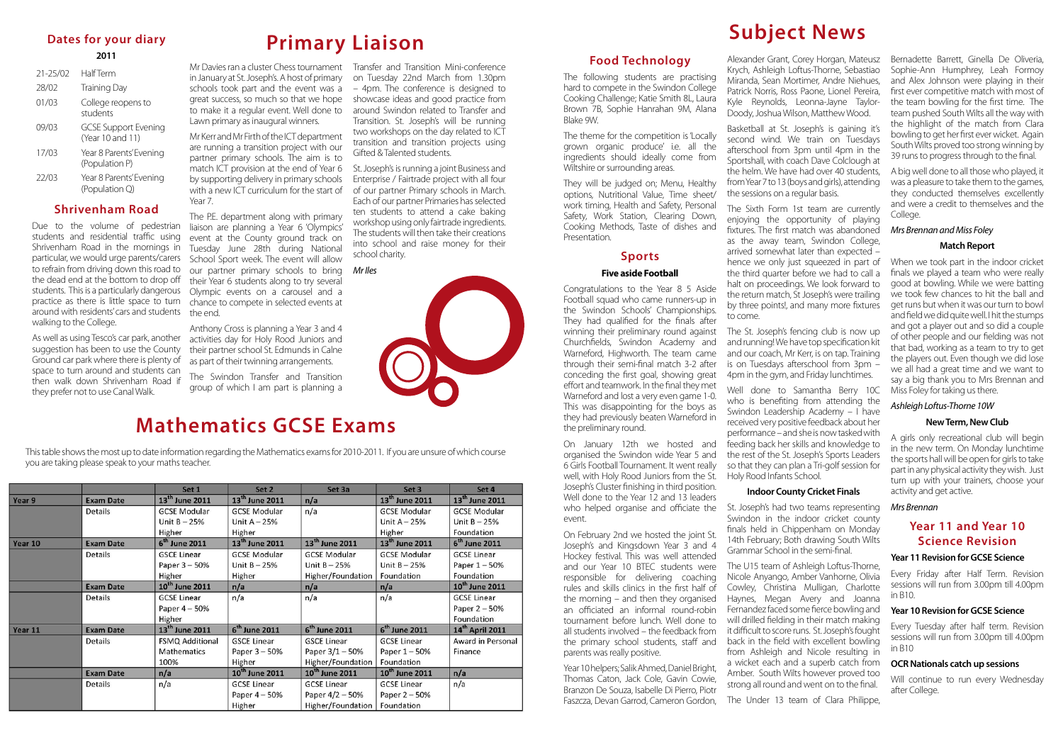## Dates for your diary

**2011**

| | |
|---|---|
| 21-25/02 | Half Term |
| 28/02 | Training Day |
| 01/03 | College reopens to students |
| 09/03 | GCSE Support Evening (Year 10 and 11) |
| 17/03 | Year 8 Parents' Evening (Population P) |
| 22/03 | Year 8 Parents' Evening (Population Q) |

## Shrivenham Road

Due to the volume of pedestrian students and residential traffic using Shrivenham Road in the mornings in particular, we would urge parents/carers to refrain from driving down this road to the dead end at the bottom to drop off students. This is a particularly dangerous practice as there is little space to turn around with residents' cars and students walking to the College.

As well as using Tesco's car park, another suggestion has been to use the County Ground car park where there is plenty of space to turn around and students can then walk down Shrivenham Road if they prefer not to use Canal Walk.

# Primary Liaison

Mr Davies ran a cluster Chess tournament in January at St. Joseph's. A host of primary schools took part and the event was a great success, so much so that we hope to make it a regular event. Well done to Lawn primary as inaugural winners.

Mr Kerr and Mr Firth of the ICT department are running a transition project with our partner primary schools. The aim is to match ICT provision at the end of Year 6 by supporting delivery in primary schools with a new ICT curriculum for the start of Year 7.

The P.E. department along with primary liaison are planning a Year 6 'Olympics' event at the County ground track on Tuesday June 28th during National School Sport week. The event will allow our partner primary schools to bring their Year 6 students along to try several Olympic events on a carousel and a chance to compete in selected events at the end.

Anthony Cross is planning a Year 3 and 4 activities day for Holy Rood Juniors and their partner school St. Edmunds in Calne as part of their twinning arrangements.

The Swindon Transfer and Transition group of which I am part is planning a Transfer and Transition Mini-conference on Tuesday 22nd March from 1.30pm – 4pm. The conference is designed to showcase ideas and good practice from around Swindon related to Transfer and Transition. St. Joseph's will be running two workshops on the day related to ICT transition and transition projects using Gifted & Talented students.

St. Joseph's is running a joint Business and Enterprise / Fairtrade project with all four of our partner Primary schools in March. Each of our partner Primaries has selected ten students to attend a cake baking workshop using only fairtrade ingredients. The students will then take their creations into school and raise money for their school charity.

*Mr Iles*

# Mathematics GCSE Exams

This table shows the most up to date information regarding the Mathematics exams for 2010-2011. If you are unsure of which course you are taking please speak to your maths teacher.

| | | Set 1 | Set 2 | Set 3a | Set 3 | Set 4 |
|---|---|---|---|---|---|---|
| Year 9 | Exam Date | 13th June 2011 | 13th June 2011 | n/a | 13th June 2011 | 13th June 2011 |
| | Details | GCSE Modular Unit B – 25% Higher | GCSE Modular Unit A – 25% Higher | n/a | GCSE Modular Unit A – 25% Higher | GCSE Modular Unit B – 25% Foundation |
| Year 10 | Exam Date | 6th June 2011 | 13th June 2011 | 13th June 2011 | 13th June 2011 | 6th June 2011 |
| | Details | GSCE Linear Paper 3 – 50% Higher | GCSE Modular Unit B – 25% Higher | GCSE Modular Unit B – 25% Higher/Foundation | GCSE Modular Unit B – 25% Foundation | GCSE Linear Paper 1 – 50% Foundation |
| | Exam Date | 10th June 2011 | n/a | n/a | n/a | 10th June 2011 |
| | Details | GCSE Linear Paper 4 – 50% Higher | n/a | n/a | n/a | GCSE Linear Paper 2 – 50% Foundation |
| Year 11 | Exam Date | 13th June 2011 | 6th June 2011 | 6th June 2011 | 6th June 2011 | 14th April 2011 |
| | Details | FSMQ Additional Mathematics 100% | GSCE Linear Paper 3 – 50% Higher | GSCE Linear Paper 3/1 – 50% Higher/Foundation | GCSE Linear Paper 1 – 50% Foundation | Award in Personal Finance |
| | Exam Date | n/a | 10th June 2011 | 10th June 2011 | 10th June 2011 | n/a |
| | Details | n/a | GCSE Linear Paper 4 – 50% Higher | GCSE Linear Paper 4/2 – 50% Higher/Foundation | GCSE Linear Paper 2 – 50% Foundation | n/a |

# Subject News

## Food Technology

The following students are practising hard to compete in the Swindon College Cooking Challenge; Katie Smith 8L, Laura Brown 7B, Sophie Hanrahan 9M, Alana Blake 9W.

The theme for the competition is 'Locally grown organic produce' i.e. all the ingredients should ideally come from Wiltshire or surrounding areas.

They will be judged on; Menu, Healthy options, Nutritional Value, Time sheet/ work timing, Health and Safety, Personal Safety, Work Station, Clearing Down, Cooking Methods, Taste of dishes and Presentation.

## Sports

### Five aside Football

Congratulations to the Year 8 5 Aside Football squad who came runners-up in the Swindon Schools' Championships. They had qualified for the finals after winning their preliminary round against Churchfields, Swindon Academy and Warneford, Highworth. The team came through their semi-final match 3-2 after conceding the first goal, showing great effort and teamwork. In the final they met Warneford and lost a very even game 1-0. This was disappointing for the boys as they had previously beaten Warneford in the preliminary round.

On January 12th we hosted and organised the Swindon wide Year 5 and 6 Girls Football Tournament. It went really well, with Holy Rood Juniors from the St. Joseph's Cluster finishing in third position. Well done to the Year 12 and 13 leaders who helped organise and officiate the event.

On February 2nd we hosted the joint St. Joseph's and Kingsdown Year 3 and 4 Hockey festival. This was well attended and our Year 10 BTEC students were responsible for delivering coaching rules and skills clinics in the first half of the morning – and then they organised an officiated an informal round-robin tournament before lunch. Well done to all students involved – the feedback from the primary school students, staff and parents was really positive.

Year 10 helpers; Salik Ahmed, Daniel Bright, Thomas Caton, Jack Cole, Gavin Cowie, Branzon De Souza, Isabelle Di Pierro, Piotr Faszcza, Devan Garrod, Cameron Gordon, Alexander Grant, Corey Horgan, Mateusz Krych, Ashleigh Loftus-Thorne, Sebastiao Miranda, Sean Mortimer, Andre Niehues, Patrick Norris, Ross Paone, Lionel Pereira, Kyle Reynolds, Leonna-Jayne Taylor-Doody, Joshua Wilson, Matthew Wood.

Basketball at St. Joseph's is gaining it's second wind. We train on Tuesdays afterschool from 3pm until 4pm in the Sportshall, with coach Dave Colclough at the helm. We have had over 40 students, from Year 7 to 13 (boys and girls), attending the sessions on a regular basis.

The Sixth Form 1st team are currently enjoying the opportunity of playing fixtures. The first match was abandoned as the away team, Swindon College, arrived somewhat later than expected – hence we only just squeezed in part of the third quarter before we had to call a halt on proceedings. We look forward to the return match, St Joseph's were trailing by three points!, and many more fixtures to come.

The St. Joseph's fencing club is now up and running! We have top specification kit and our coach, Mr Kerr, is on tap. Training is on Tuesdays afterschool from 3pm – 4pm in the gym, and Friday lunchtimes.

Well done to Samantha Berry 10C who is benefiting from attending the Swindon Leadership Academy – I have received very positive feedback about her performance – and she is now tasked with feeding back her skills and knowledge to the rest of the St. Joseph's Sports Leaders so that they can plan a Tri-golf session for Holy Rood Infants School.

### Indoor County Cricket Finals

St. Joseph's had two teams representing Swindon in the indoor cricket county finals held in Chippenham on Monday 14th February; Both drawing South Wilts Grammar School in the semi-final.

The U15 team of Ashleigh Loftus-Thorne, Nicole Anyango, Amber Vanhorne, Olivia Cowley, Christina Mulligan, Charlotte Haynes, Megan Avery and Joanna Fernandez faced some fierce bowling and will drilled fielding in their match making it difficult to score runs. St. Joseph's fought back in the field with excellent bowling from Ashleigh and Nicole resulting in a wicket each and a superb catch from Amber. South Wilts however proved too strong all round and went on to the final.

The Under 13 team of Clara Philippe, Bernadette Barrett, Ginella De Oliveria, Sophie-Ann Humphrey, Leah Formoy and Alex Johnson were playing in their first ever competitive match with most of the team bowling for the first time. The team pushed South Wilts all the way with the highlight of the match from Clara bowling to get her first ever wicket. Again South Wilts proved too strong winning by 39 runs to progress through to the final.

A big well done to all those who played, it was a pleasure to take them to the games, they conducted themselves excellently and were a credit to themselves and the College.

*Mrs Brennan and Miss Foley*

### Match Report

When we took part in the indoor cricket finals we played a team who were really good at bowling. While we were batting we took few chances to hit the ball and get runs but when it was our turn to bowl and field we did quite well. I hit the stumps and got a player out and so did a couple of other people and our fielding was not that bad, working as a team to try to get the players out. Even though we did lose we all had a great time and we want to say a big thank you to Mrs Brennan and Miss Foley for taking us there.

*Ashleigh Loftus-Thorne 10W*

### New Term, New Club

A girls only recreational club will begin in the new term. On Monday lunchtime the sports hall will be open for girls to take part in any physical activity they wish. Just turn up with your trainers, choose your activity and get active.

*Mrs Brennan*

## Year 11 and Year 10 Science Revision

### Year 11 Revision for GCSE Science

Every Friday after Half Term. Revision sessions will run from 3.00pm till 4.00pm in B10.

### Year 10 Revision for GCSE Science

Every Tuesday after half term. Revision sessions will run from 3.00pm till 4.00pm in B10

### OCR Nationals catch up sessions

Will continue to run every Wednesday after College.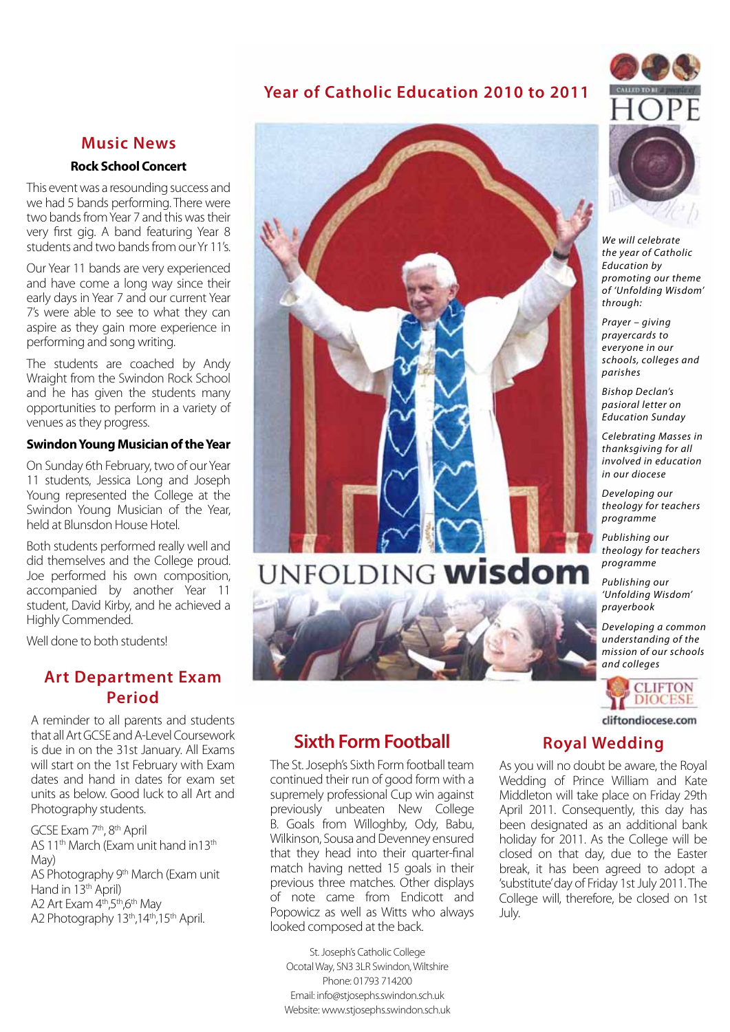## Music News

### Rock School Concert

This event was a resounding success and we had 5 bands performing. There were two bands from Year 7 and this was their very first gig. A band featuring Year 8 students and two bands from our Yr 11's.

Our Year 11 bands are very experienced and have come a long way since their early days in Year 7 and our current Year 7's were able to see to what they can aspire as they gain more experience in performing and song writing.

The students are coached by Andy Wraight from the Swindon Rock School and he has given the students many opportunities to perform in a variety of venues as they progress.

### Swindon Young Musician of the Year

On Sunday 6th February, two of our Year 11 students, Jessica Long and Joseph Young represented the College at the Swindon Young Musician of the Year, held at Blunsdon House Hotel.

Both students performed really well and did themselves and the College proud. Joe performed his own composition, accompanied by another Year 11 student, David Kirby, and he achieved a Highly Commended.

Well done to both students!

## Art Department Exam Period

A reminder to all parents and students that all Art GCSE and A-Level Coursework is due in on the 31st January. All Exams will start on the 1st February with Exam dates and hand in dates for exam set units as below. Good luck to all Art and Photography students.

GCSE Exam 7th, 8th April
AS 11th March (Exam unit hand in13th May)
AS Photography 9th March (Exam unit Hand in 13th April)
A2 Art Exam 4th,5th,6th May
A2 Photography 13th,14th,15th April.

## Year of Catholic Education 2010 to 2011

CALLED TO BE a people of HOPE

UNFOLDING wisdom

*We will celebrate the year of Catholic Education by promoting our theme of 'Unfolding Wisdom' through:*

*Prayer – giving prayercards to everyone in our schools, colleges and parishes*

*Bishop Declan's pasioral letter on Education Sunday*

*Celebrating Masses in thanksgiving for all involved in education in our diocese*

*Developing our theology for teachers programme*

*Publishing our theology for teachers programme*

*Publishing our 'Unfolding Wisdom' prayerbook*

*Developing a common understanding of the mission of our schools and colleges*

CLIFTON DIOCESE

cliftondiocese.com

## Sixth Form Football

The St. Joseph's Sixth Form football team continued their run of good form with a supremely professional Cup win against previously unbeaten New College B. Goals from Willoghby, Ody, Babu, Wilkinson, Sousa and Devenney ensured that they head into their quarter-final match having netted 15 goals in their previous three matches. Other displays of note came from Endicott and Popowicz as well as Witts who always looked composed at the back.

## Royal Wedding

As you will no doubt be aware, the Royal Wedding of Prince William and Kate Middleton will take place on Friday 29th April 2011. Consequently, this day has been designated as an additional bank holiday for 2011. As the College will be closed on that day, due to the Easter break, it has been agreed to adopt a 'substitute' day of Friday 1st July 2011. The College will, therefore, be closed on 1st July.

St. Joseph's Catholic College
Ocotal Way, SN3 3LR Swindon, Wiltshire
Phone: 01793 714200
Email: info@stjosephs.swindon.sch.uk
Website: www.stjosephs.swindon.sch.uk